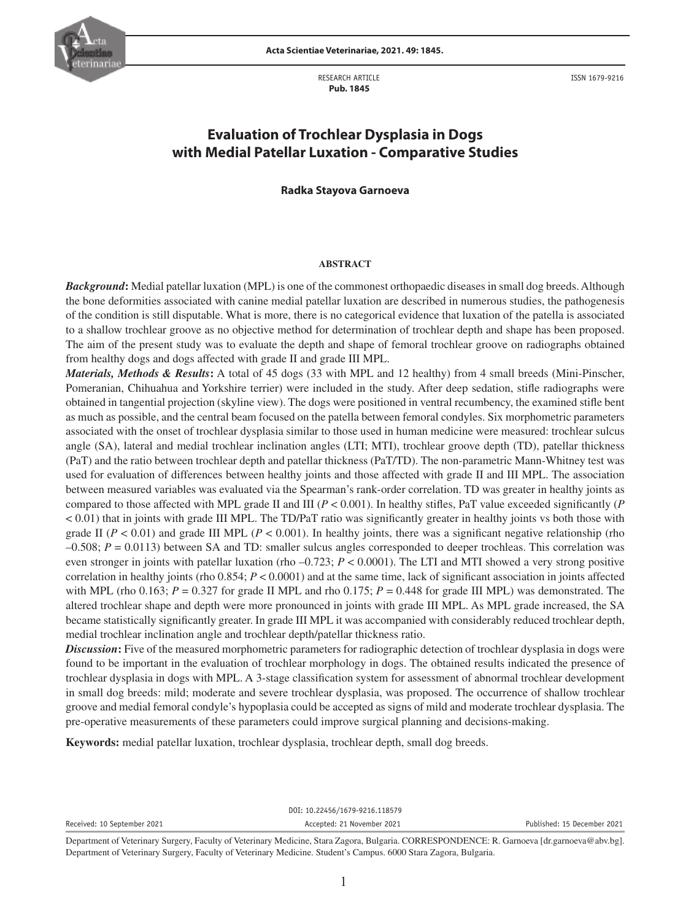RESEARCH ARTICLE
**Pub. 1845**

ISSN 1679-9216

# Evaluation of Trochlear Dysplasia in Dogs with Medial Patellar Luxation - Comparative Studies

**Radka Stayova Garnoeva**

## ABSTRACT

***Background*:** Medial patellar luxation (MPL) is one of the commonest orthopaedic diseases in small dog breeds. Although the bone deformities associated with canine medial patellar luxation are described in numerous studies, the pathogenesis of the condition is still disputable. What is more, there is no categorical evidence that luxation of the patella is associated to a shallow trochlear groove as no objective method for determination of trochlear depth and shape has been proposed. The aim of the present study was to evaluate the depth and shape of femoral trochlear groove on radiographs obtained from healthy dogs and dogs affected with grade II and grade III MPL.

***Materials, Methods & Results*:** A total of 45 dogs (33 with MPL and 12 healthy) from 4 small breeds (Mini-Pinscher, Pomeranian, Chihuahua and Yorkshire terrier) were included in the study. After deep sedation, stifle radiographs were obtained in tangential projection (skyline view). The dogs were positioned in ventral recumbency, the examined stifle bent as much as possible, and the central beam focused on the patella between femoral condyles. Six morphometric parameters associated with the onset of trochlear dysplasia similar to those used in human medicine were measured: trochlear sulcus angle (SA), lateral and medial trochlear inclination angles (LTI; MTI), trochlear groove depth (TD), patellar thickness (PaT) and the ratio between trochlear depth and patellar thickness (PaT/TD). The non-parametric Mann-Whitney test was used for evaluation of differences between healthy joints and those affected with grade II and III MPL. The association between measured variables was evaluated via the Spearman's rank-order correlation. TD was greater in healthy joints as compared to those affected with MPL grade II and III ($P < 0.001$). In healthy stifles, PaT value exceeded significantly ($P < 0.01$) that in joints with grade III MPL. The TD/PaT ratio was significantly greater in healthy joints vs both those with grade II ($P < 0.01$) and grade III MPL ($P < 0.001$). In healthy joints, there was a significant negative relationship (rho –0.508; $P = 0.0113$) between SA and TD: smaller sulcus angles corresponded to deeper trochleas. This correlation was even stronger in joints with patellar luxation (rho –0.723; $P < 0.0001$). The LTI and MTI showed a very strong positive correlation in healthy joints (rho 0.854; $P < 0.0001$) and at the same time, lack of significant association in joints affected with MPL (rho 0.163; $P = 0.327$ for grade II MPL and rho 0.175; $P = 0.448$ for grade III MPL) was demonstrated. The altered trochlear shape and depth were more pronounced in joints with grade III MPL. As MPL grade increased, the SA became statistically significantly greater. In grade III MPL it was accompanied with considerably reduced trochlear depth, medial trochlear inclination angle and trochlear depth/patellar thickness ratio.

***Discussion*:** Five of the measured morphometric parameters for radiographic detection of trochlear dysplasia in dogs were found to be important in the evaluation of trochlear morphology in dogs. The obtained results indicated the presence of trochlear dysplasia in dogs with MPL. A 3-stage classification system for assessment of abnormal trochlear development in small dog breeds: mild; moderate and severe trochlear dysplasia, was proposed. The occurrence of shallow trochlear groove and medial femoral condyle's hypoplasia could be accepted as signs of mild and moderate trochlear dysplasia. The pre-operative measurements of these parameters could improve surgical planning and decisions-making.

**Keywords:** medial patellar luxation, trochlear dysplasia, trochlear depth, small dog breeds.

DOI: 10.22456/1679-9216.118579

Received: 10 September 2021 | Accepted: 21 November 2021 | Published: 15 December 2021

Department of Veterinary Surgery, Faculty of Veterinary Medicine, Stara Zagora, Bulgaria. CORRESPONDENCE: R. Garnoeva [dr.garnoeva@abv.bg]. Department of Veterinary Surgery, Faculty of Veterinary Medicine. Student's Campus. 6000 Stara Zagora, Bulgaria.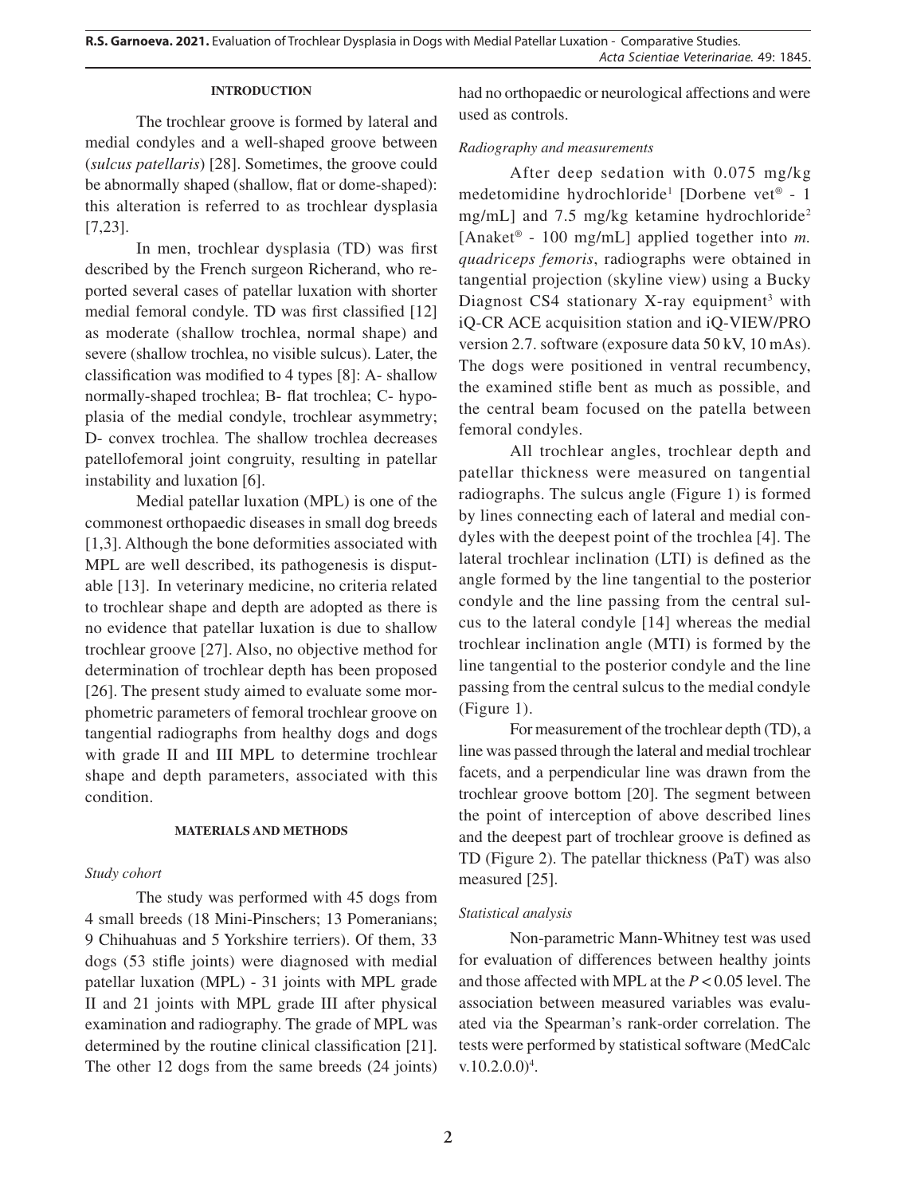#### INTRODUCTION

The trochlear groove is formed by lateral and medial condyles and a well-shaped groove between (*sulcus patellaris*) [28]. Sometimes, the groove could be abnormally shaped (shallow, flat or dome-shaped): this alteration is referred to as trochlear dysplasia [7,23].

In men, trochlear dysplasia (TD) was first described by the French surgeon Richerand, who reported several cases of patellar luxation with shorter medial femoral condyle. TD was first classified [12] as moderate (shallow trochlea, normal shape) and severe (shallow trochlea, no visible sulcus). Later, the classification was modified to 4 types [8]: A- shallow normally-shaped trochlea; B- flat trochlea; C- hypoplasia of the medial condyle, trochlear asymmetry; D- convex trochlea. The shallow trochlea decreases patellofemoral joint congruity, resulting in patellar instability and luxation [6].

Medial patellar luxation (MPL) is one of the commonest orthopaedic diseases in small dog breeds [1,3]. Although the bone deformities associated with MPL are well described, its pathogenesis is disputable [13]. In veterinary medicine, no criteria related to trochlear shape and depth are adopted as there is no evidence that patellar luxation is due to shallow trochlear groove [27]. Also, no objective method for determination of trochlear depth has been proposed [26]. The present study aimed to evaluate some morphometric parameters of femoral trochlear groove on tangential radiographs from healthy dogs and dogs with grade II and III MPL to determine trochlear shape and depth parameters, associated with this condition.

#### MATERIALS AND METHODS

*Study cohort*

The study was performed with 45 dogs from 4 small breeds (18 Mini-Pinschers; 13 Pomeranians; 9 Chihuahuas and 5 Yorkshire terriers). Of them, 33 dogs (53 stifle joints) were diagnosed with medial patellar luxation (MPL) - 31 joints with MPL grade II and 21 joints with MPL grade III after physical examination and radiography. The grade of MPL was determined by the routine clinical classification [21]. The other 12 dogs from the same breeds (24 joints) had no orthopaedic or neurological affections and were used as controls.

*Radiography and measurements*

After deep sedation with 0.075 mg/kg medetomidine hydrochloride[1] [Dorbene vet® - 1 mg/mL] and 7.5 mg/kg ketamine hydrochloride[2] [Anaket® - 100 mg/mL] applied together into *m. quadriceps femoris*, radiographs were obtained in tangential projection (skyline view) using a Bucky Diagnost CS4 stationary X-ray equipment[3] with iQ-CR ACE acquisition station and iQ-VIEW/PRO version 2.7. software (exposure data 50 kV, 10 mAs). The dogs were positioned in ventral recumbency, the examined stifle bent as much as possible, and the central beam focused on the patella between femoral condyles.

All trochlear angles, trochlear depth and patellar thickness were measured on tangential radiographs. The sulcus angle (Figure 1) is formed by lines connecting each of lateral and medial condyles with the deepest point of the trochlea [4]. The lateral trochlear inclination (LTI) is defined as the angle formed by the line tangential to the posterior condyle and the line passing from the central sulcus to the lateral condyle [14] whereas the medial trochlear inclination angle (MTI) is formed by the line tangential to the posterior condyle and the line passing from the central sulcus to the medial condyle (Figure 1).

For measurement of the trochlear depth (TD), a line was passed through the lateral and medial trochlear facets, and a perpendicular line was drawn from the trochlear groove bottom [20]. The segment between the point of interception of above described lines and the deepest part of trochlear groove is defined as TD (Figure 2). The patellar thickness (PaT) was also measured [25].

*Statistical analysis*

Non-parametric Mann-Whitney test was used for evaluation of differences between healthy joints and those affected with MPL at the $P < 0.05$ level. The association between measured variables was evaluated via the Spearman's rank-order correlation. The tests were performed by statistical software (MedCalc v.10.2.0.0)[4].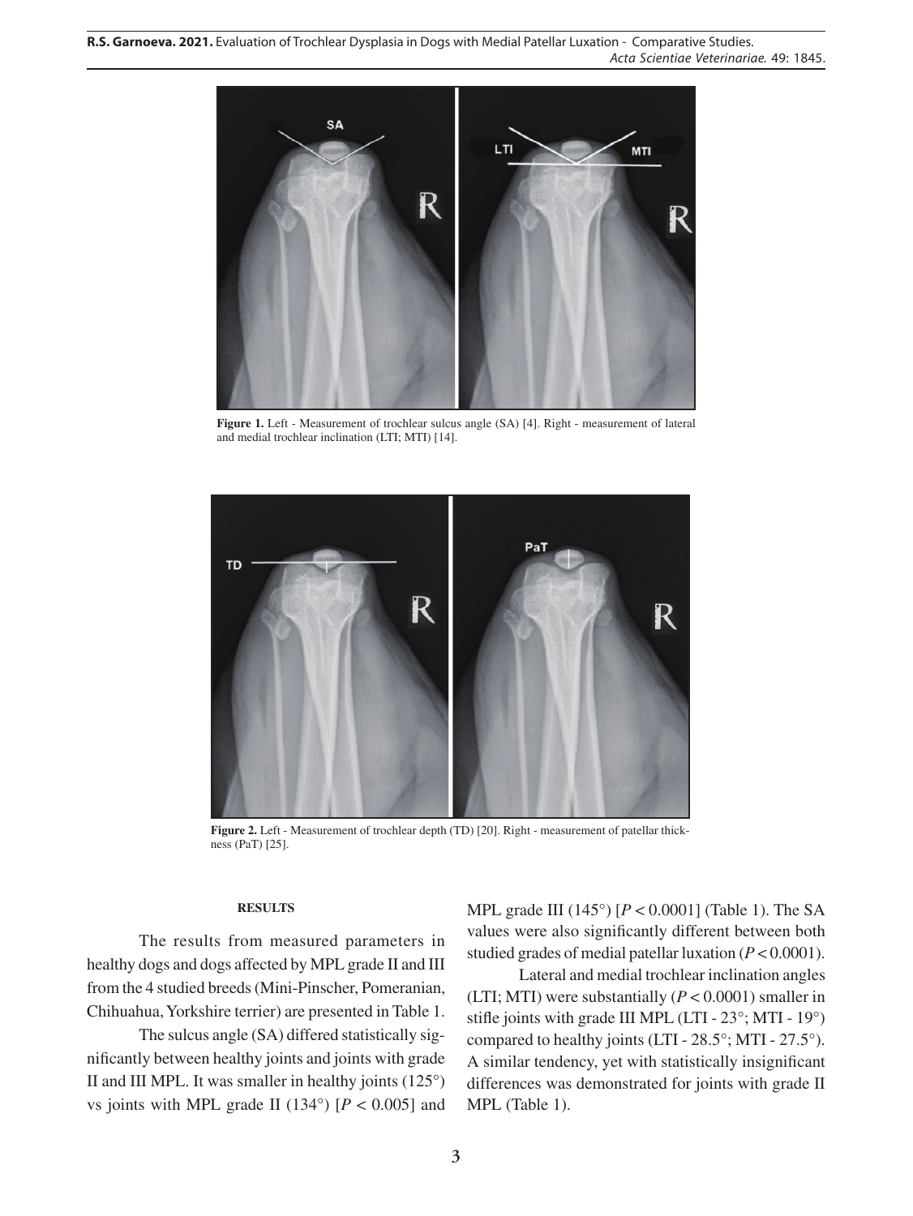**Figure 1.** Left - Measurement of trochlear sulcus angle (SA) [4]. Right - measurement of lateral and medial trochlear inclination (LTI; MTI) [14].

**Figure 2.** Left - Measurement of trochlear depth (TD) [20]. Right - measurement of patellar thickness (PaT) [25].

## RESULTS

The results from measured parameters in healthy dogs and dogs affected by MPL grade II and III from the 4 studied breeds (Mini-Pinscher, Pomeranian, Chihuahua, Yorkshire terrier) are presented in Table 1.

The sulcus angle (SA) differed statistically significantly between healthy joints and joints with grade II and III MPL. It was smaller in healthy joints (125°) vs joints with MPL grade II (134°) [$P < 0.005$] and MPL grade III (145°) [$P < 0.0001$] (Table 1). The SA values were also significantly different between both studied grades of medial patellar luxation ($P < 0.0001$).

Lateral and medial trochlear inclination angles (LTI; MTI) were substantially ($P < 0.0001$) smaller in stifle joints with grade III MPL (LTI - 23°; MTI - 19°) compared to healthy joints (LTI - 28.5°; MTI - 27.5°). A similar tendency, yet with statistically insignificant differences was demonstrated for joints with grade II MPL (Table 1).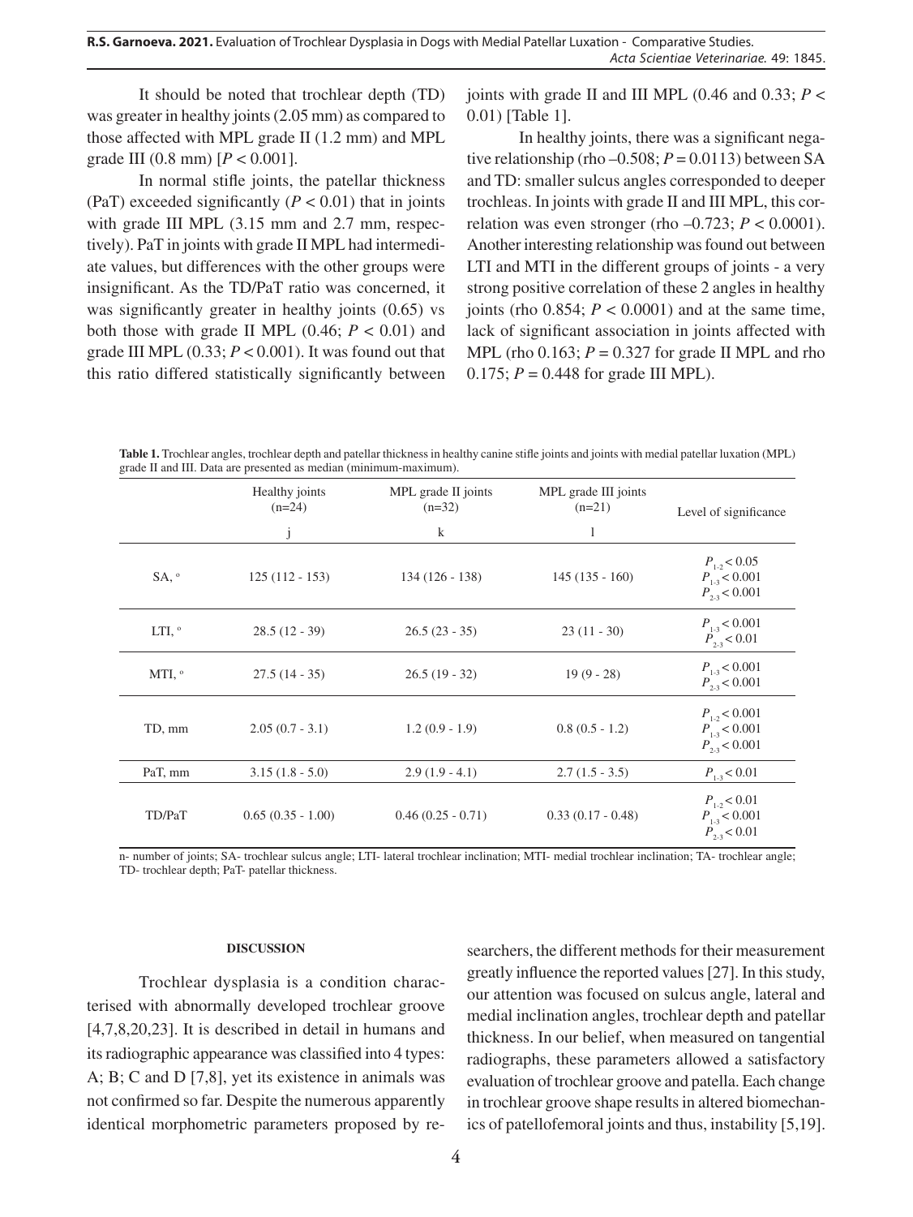It should be noted that trochlear depth (TD) was greater in healthy joints (2.05 mm) as compared to those affected with MPL grade II (1.2 mm) and MPL grade III (0.8 mm) [$P < 0.001$].

In normal stifle joints, the patellar thickness (PaT) exceeded significantly ($P < 0.01$) that in joints with grade III MPL (3.15 mm and 2.7 mm, respectively). PaT in joints with grade II MPL had intermediate values, but differences with the other groups were insignificant. As the TD/PaT ratio was concerned, it was significantly greater in healthy joints (0.65) vs both those with grade II MPL (0.46; $P < 0.01$) and grade III MPL (0.33; $P < 0.001$). It was found out that this ratio differed statistically significantly between joints with grade II and III MPL (0.46 and 0.33; $P < 0.01$) [Table 1].

In healthy joints, there was a significant negative relationship (rho –0.508; $P = 0.0113$) between SA and TD: smaller sulcus angles corresponded to deeper trochleas. In joints with grade II and III MPL, this correlation was even stronger (rho –0.723; $P < 0.0001$). Another interesting relationship was found out between LTI and MTI in the different groups of joints - a very strong positive correlation of these 2 angles in healthy joints (rho 0.854; $P < 0.0001$) and at the same time, lack of significant association in joints affected with MPL (rho 0.163; $P = 0.327$ for grade II MPL and rho 0.175; $P = 0.448$ for grade III MPL).

**Table 1.** Trochlear angles, trochlear depth and patellar thickness in healthy canine stifle joints and joints with medial patellar luxation (MPL) grade II and III. Data are presented as median (minimum-maximum).

| | Healthy joints (n=24) | MPL grade II joints (n=32) | MPL grade III joints (n=21) | Level of significance |
|---|---|---|---|---|
| | j | k | l | |
| SA, ° | 125 (112 - 153) | 134 (126 - 138) | 145 (135 - 160) | $P_{1-2} < 0.05$ $P_{1-3} < 0.001$ $P_{2-3} < 0.001$ |
| LTI, ° | 28.5 (12 - 39) | 26.5 (23 - 35) | 23 (11 - 30) | $P_{1-3} < 0.001$ $P_{2-3} < 0.01$ |
| MTI, ° | 27.5 (14 - 35) | 26.5 (19 - 32) | 19 (9 - 28) | $P_{1-3} < 0.001$ $P_{2-3} < 0.001$ |
| TD, mm | 2.05 (0.7 - 3.1) | 1.2 (0.9 - 1.9) | 0.8 (0.5 - 1.2) | $P_{1-2} < 0.001$ $P_{1-3} < 0.001$ $P_{2-3} < 0.001$ |
| PaT, mm | 3.15 (1.8 - 5.0) | 2.9 (1.9 - 4.1) | 2.7 (1.5 - 3.5) | $P_{1-3} < 0.01$ |
| TD/PaT | 0.65 (0.35 - 1.00) | 0.46 (0.25 - 0.71) | 0.33 (0.17 - 0.48) | $P_{1-2} < 0.01$ $P_{1-3} < 0.001$ $P_{2-3} < 0.01$ |

n- number of joints; SA- trochlear sulcus angle; LTI- lateral trochlear inclination; MTI- medial trochlear inclination; TA- trochlear angle; TD- trochlear depth; PaT- patellar thickness.

## DISCUSSION

Trochlear dysplasia is a condition characterised with abnormally developed trochlear groove [4,7,8,20,23]. It is described in detail in humans and its radiographic appearance was classified into 4 types: A; B; C and D [7,8], yet its existence in animals was not confirmed so far. Despite the numerous apparently identical morphometric parameters proposed by researchers, the different methods for their measurement greatly influence the reported values [27]. In this study, our attention was focused on sulcus angle, lateral and medial inclination angles, trochlear depth and patellar thickness. In our belief, when measured on tangential radiographs, these parameters allowed a satisfactory evaluation of trochlear groove and patella. Each change in trochlear groove shape results in altered biomechanics of patellofemoral joints and thus, instability [5,19].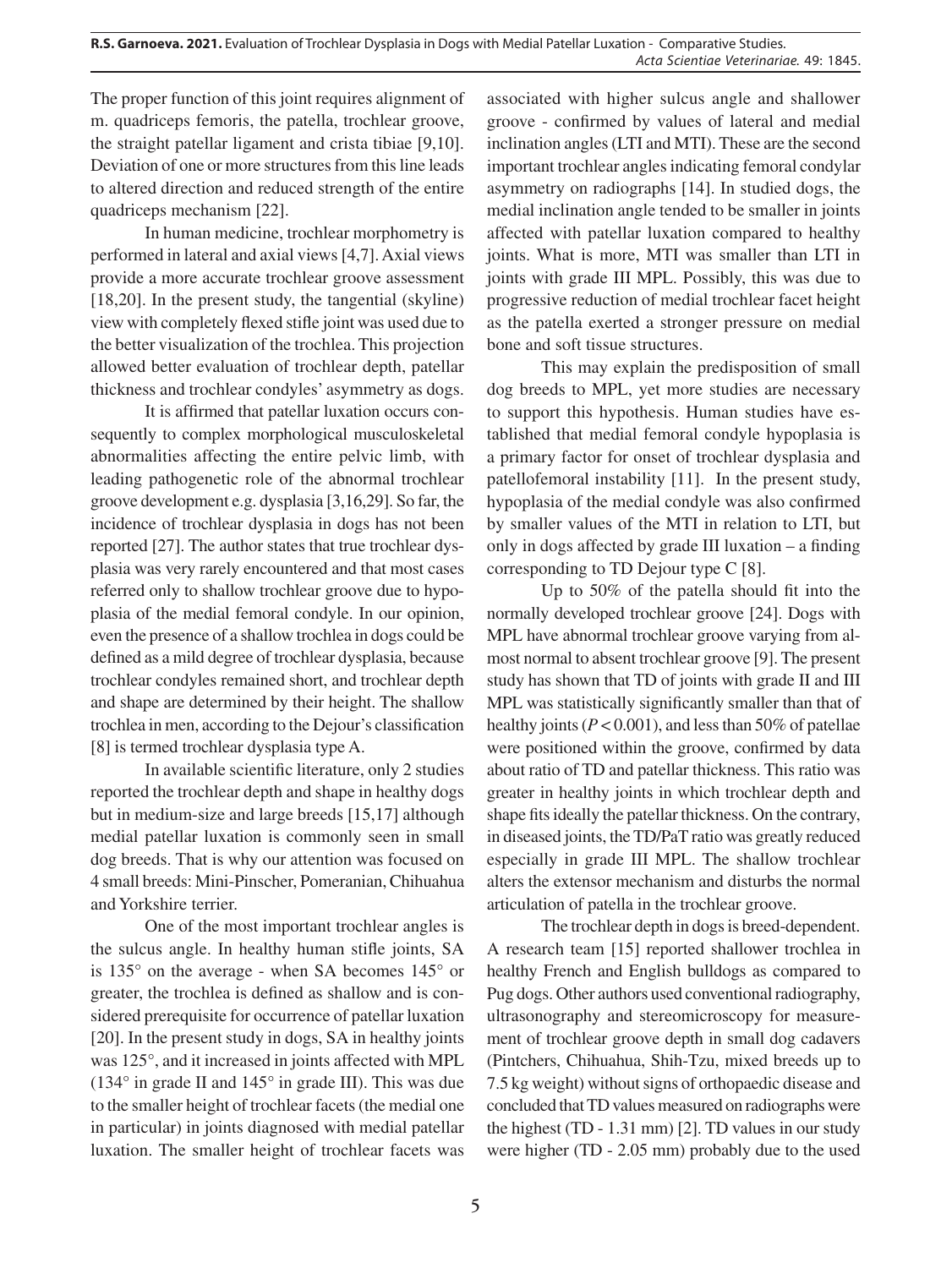The proper function of this joint requires alignment of m. quadriceps femoris, the patella, trochlear groove, the straight patellar ligament and crista tibiae [9,10]. Deviation of one or more structures from this line leads to altered direction and reduced strength of the entire quadriceps mechanism [22].

In human medicine, trochlear morphometry is performed in lateral and axial views [4,7]. Axial views provide a more accurate trochlear groove assessment [18,20]. In the present study, the tangential (skyline) view with completely flexed stifle joint was used due to the better visualization of the trochlea. This projection allowed better evaluation of trochlear depth, patellar thickness and trochlear condyles' asymmetry as dogs.

It is affirmed that patellar luxation occurs consequently to complex morphological musculoskeletal abnormalities affecting the entire pelvic limb, with leading pathogenetic role of the abnormal trochlear groove development e.g. dysplasia [3,16,29]. So far, the incidence of trochlear dysplasia in dogs has not been reported [27]. The author states that true trochlear dysplasia was very rarely encountered and that most cases referred only to shallow trochlear groove due to hypoplasia of the medial femoral condyle. In our opinion, even the presence of a shallow trochlea in dogs could be defined as a mild degree of trochlear dysplasia, because trochlear condyles remained short, and trochlear depth and shape are determined by their height. The shallow trochlea in men, according to the Dejour's classification [8] is termed trochlear dysplasia type A.

In available scientific literature, only 2 studies reported the trochlear depth and shape in healthy dogs but in medium-size and large breeds [15,17] although medial patellar luxation is commonly seen in small dog breeds. That is why our attention was focused on 4 small breeds: Mini-Pinscher, Pomeranian, Chihuahua and Yorkshire terrier.

One of the most important trochlear angles is the sulcus angle. In healthy human stifle joints, SA is 135° on the average - when SA becomes 145° or greater, the trochlea is defined as shallow and is considered prerequisite for occurrence of patellar luxation [20]. In the present study in dogs, SA in healthy joints was 125°, and it increased in joints affected with MPL (134° in grade II and 145° in grade III). This was due to the smaller height of trochlear facets (the medial one in particular) in joints diagnosed with medial patellar luxation. The smaller height of trochlear facets was associated with higher sulcus angle and shallower groove - confirmed by values of lateral and medial inclination angles (LTI and MTI). These are the second important trochlear angles indicating femoral condylar asymmetry on radiographs [14]. In studied dogs, the medial inclination angle tended to be smaller in joints affected with patellar luxation compared to healthy joints. What is more, MTI was smaller than LTI in joints with grade III MPL. Possibly, this was due to progressive reduction of medial trochlear facet height as the patella exerted a stronger pressure on medial bone and soft tissue structures.

This may explain the predisposition of small dog breeds to MPL, yet more studies are necessary to support this hypothesis. Human studies have established that medial femoral condyle hypoplasia is a primary factor for onset of trochlear dysplasia and patellofemoral instability [11]. In the present study, hypoplasia of the medial condyle was also confirmed by smaller values of the MTI in relation to LTI, but only in dogs affected by grade III luxation – a finding corresponding to TD Dejour type C [8].

Up to 50% of the patella should fit into the normally developed trochlear groove [24]. Dogs with MPL have abnormal trochlear groove varying from almost normal to absent trochlear groove [9]. The present study has shown that TD of joints with grade II and III MPL was statistically significantly smaller than that of healthy joints ($P < 0.001$), and less than 50% of patellae were positioned within the groove, confirmed by data about ratio of TD and patellar thickness. This ratio was greater in healthy joints in which trochlear depth and shape fits ideally the patellar thickness. On the contrary, in diseased joints, the TD/PaT ratio was greatly reduced especially in grade III MPL. The shallow trochlear alters the extensor mechanism and disturbs the normal articulation of patella in the trochlear groove.

The trochlear depth in dogs is breed-dependent. A research team [15] reported shallower trochlea in healthy French and English bulldogs as compared to Pug dogs. Other authors used conventional radiography, ultrasonography and stereomicroscopy for measurement of trochlear groove depth in small dog cadavers (Pintchers, Chihuahua, Shih-Tzu, mixed breeds up to 7.5 kg weight) without signs of orthopaedic disease and concluded that TD values measured on radiographs were the highest (TD - 1.31 mm) [2]. TD values in our study were higher (TD - 2.05 mm) probably due to the used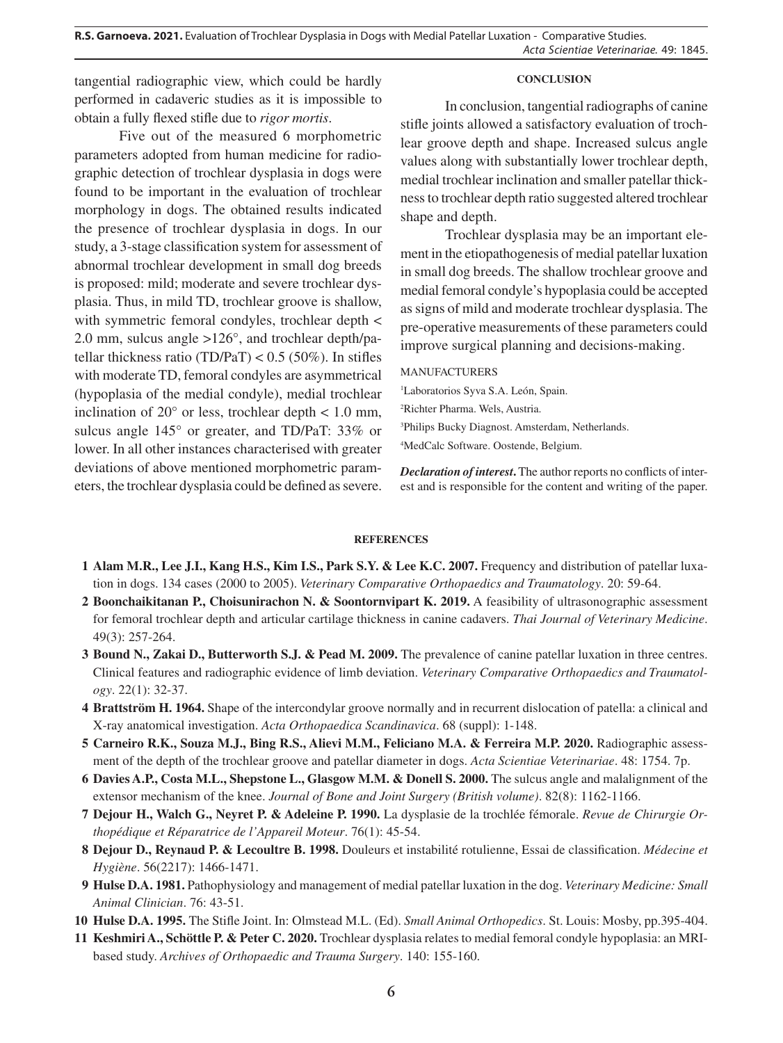tangential radiographic view, which could be hardly performed in cadaveric studies as it is impossible to obtain a fully flexed stifle due to *rigor mortis*.

Five out of the measured 6 morphometric parameters adopted from human medicine for radiographic detection of trochlear dysplasia in dogs were found to be important in the evaluation of trochlear morphology in dogs. The obtained results indicated the presence of trochlear dysplasia in dogs. In our study, a 3-stage classification system for assessment of abnormal trochlear development in small dog breeds is proposed: mild; moderate and severe trochlear dysplasia. Thus, in mild TD, trochlear groove is shallow, with symmetric femoral condyles, trochlear depth < 2.0 mm, sulcus angle >126°, and trochlear depth/patellar thickness ratio (TD/PaT) < 0.5 (50%). In stifles with moderate TD, femoral condyles are asymmetrical (hypoplasia of the medial condyle), medial trochlear inclination of 20° or less, trochlear depth < 1.0 mm, sulcus angle 145° or greater, and TD/PaT: 33% or lower. In all other instances characterised with greater deviations of above mentioned morphometric parameters, the trochlear dysplasia could be defined as severe.

## CONCLUSION

In conclusion, tangential radiographs of canine stifle joints allowed a satisfactory evaluation of trochlear groove depth and shape. Increased sulcus angle values along with substantially lower trochlear depth, medial trochlear inclination and smaller patellar thickness to trochlear depth ratio suggested altered trochlear shape and depth.

Trochlear dysplasia may be an important element in the etiopathogenesis of medial patellar luxation in small dog breeds. The shallow trochlear groove and medial femoral condyle's hypoplasia could be accepted as signs of mild and moderate trochlear dysplasia. The pre-operative measurements of these parameters could improve surgical planning and decisions-making.

MANUFACTURERS

[1]Laboratorios Syva S.A. León, Spain.
[2]Richter Pharma. Wels, Austria.
[3]Philips Bucky Diagnost. Amsterdam, Netherlands.
[4]MedCalc Software. Oostende, Belgium.

***Declaration of interest*.** The author reports no conflicts of interest and is responsible for the content and writing of the paper.

## REFERENCES

1 **Alam M.R., Lee J.I., Kang H.S., Kim I.S., Park S.Y. & Lee K.C. 2007.** Frequency and distribution of patellar luxation in dogs. 134 cases (2000 to 2005). *Veterinary Comparative Orthopaedics and Traumatology*. 20: 59-64.

2 **Boonchaikitanan P., Choisunirachon N. & Soontornvipart K. 2019.** A feasibility of ultrasonographic assessment for femoral trochlear depth and articular cartilage thickness in canine cadavers. *Thai Journal of Veterinary Medicine*. 49(3): 257-264.

3 **Bound N., Zakai D., Butterworth S.J. & Pead M. 2009.** The prevalence of canine patellar luxation in three centres. Clinical features and radiographic evidence of limb deviation. *Veterinary Comparative Orthopaedics and Traumatology*. 22(1): 32-37.

4 **Brattström H. 1964.** Shape of the intercondylar groove normally and in recurrent dislocation of patella: a clinical and X-ray anatomical investigation. *Acta Orthopaedica Scandinavica*. 68 (suppl): 1-148.

5 **Carneiro R.K., Souza M.J., Bing R.S., Alievi M.M., Feliciano M.A. & Ferreira M.P. 2020.** Radiographic assessment of the depth of the trochlear groove and patellar diameter in dogs. *Acta Scientiae Veterinariae*. 48: 1754. 7p.

6 **Davies A.P., Costa M.L., Shepstone L., Glasgow M.M. & Donell S. 2000.** The sulcus angle and malalignment of the extensor mechanism of the knee. *Journal of Bone and Joint Surgery (British volume)*. 82(8): 1162-1166.

7 **Dejour H., Walch G., Neyret P. & Adeleine P. 1990.** La dysplasie de la trochlée fémorale. *Revue de Chirurgie Orthopédique et Réparatrice de l'Appareil Moteur*. 76(1): 45-54.

8 **Dejour D., Reynaud P. & Lecoultre B. 1998.** Douleurs et instabilité rotulienne, Essai de classification. *Médecine et Hygiène*. 56(2217): 1466-1471.

9 **Hulse D.A. 1981.** Pathophysiology and management of medial patellar luxation in the dog. *Veterinary Medicine: Small Animal Clinician*. 76: 43-51.

10 **Hulse D.A. 1995.** The Stifle Joint. In: Olmstead M.L. (Ed). *Small Animal Orthopedics*. St. Louis: Mosby, pp.395-404.

11 **Keshmiri A., Schöttle P. & Peter C. 2020.** Trochlear dysplasia relates to medial femoral condyle hypoplasia: an MRI-based study. *Archives of Orthopaedic and Trauma Surgery*. 140: 155-160.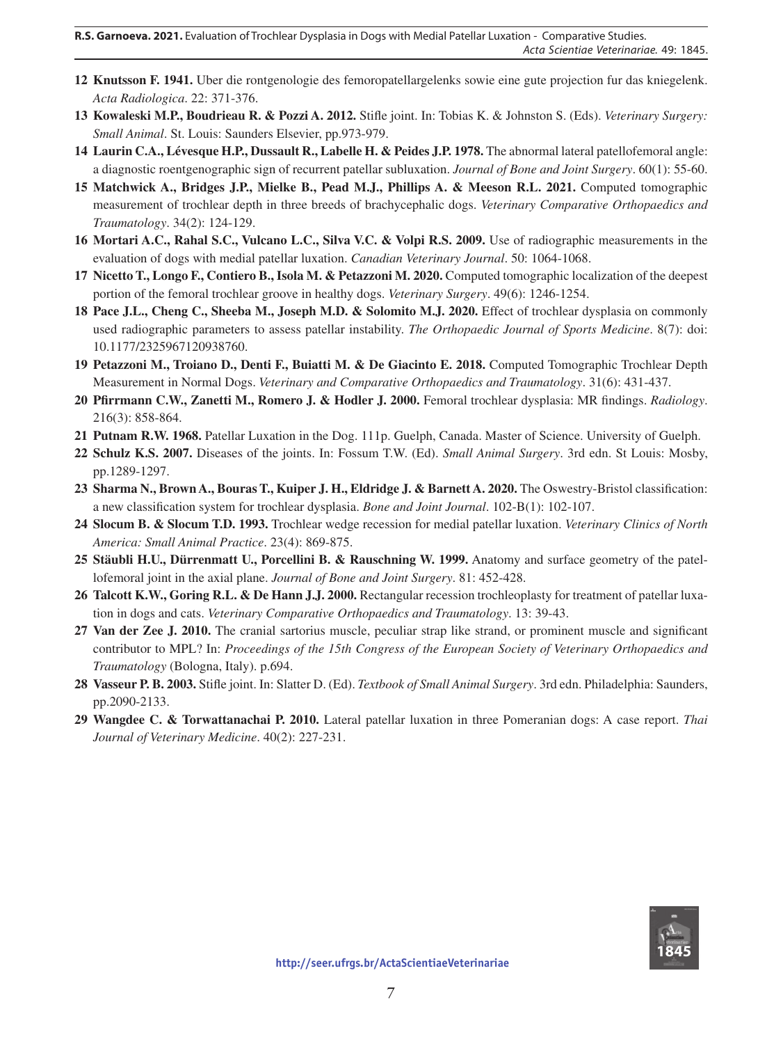12 **Knutsson F. 1941.** Uber die rontgenologie des femoropatellargelenks sowie eine gute projection fur das kniegelenk. *Acta Radiologica*. 22: 371-376.

13 **Kowaleski M.P., Boudrieau R. & Pozzi A. 2012.** Stifle joint. In: Tobias K. & Johnston S. (Eds). *Veterinary Surgery: Small Animal*. St. Louis: Saunders Elsevier, pp.973-979.

14 **Laurin C.A., Lévesque H.P., Dussault R., Labelle H. & Peides J.P. 1978.** The abnormal lateral patellofemoral angle: a diagnostic roentgenographic sign of recurrent patellar subluxation. *Journal of Bone and Joint Surgery*. 60(1): 55-60.

15 **Matchwick A., Bridges J.P., Mielke B., Pead M.J., Phillips A. & Meeson R.L. 2021.** Computed tomographic measurement of trochlear depth in three breeds of brachycephalic dogs. *Veterinary Comparative Orthopaedics and Traumatology*. 34(2): 124-129.

16 **Mortari A.C., Rahal S.C., Vulcano L.C., Silva V.C. & Volpi R.S. 2009.** Use of radiographic measurements in the evaluation of dogs with medial patellar luxation. *Canadian Veterinary Journal*. 50: 1064-1068.

17 **Nicetto T., Longo F., Contiero B., Isola M. & Petazzoni M. 2020.** Computed tomographic localization of the deepest portion of the femoral trochlear groove in healthy dogs. *Veterinary Surgery*. 49(6): 1246-1254.

18 **Pace J.L., Cheng C., Sheeba M., Joseph M.D. & Solomito M.J. 2020.** Effect of trochlear dysplasia on commonly used radiographic parameters to assess patellar instability. *The Orthopaedic Journal of Sports Medicine*. 8(7): doi: 10.1177/2325967120938760.

19 **Petazzoni M., Troiano D., Denti F., Buiatti M. & De Giacinto E. 2018.** Computed Tomographic Trochlear Depth Measurement in Normal Dogs. *Veterinary and Comparative Orthopaedics and Traumatology*. 31(6): 431-437.

20 **Pfirrmann C.W., Zanetti M., Romero J. & Hodler J. 2000.** Femoral trochlear dysplasia: MR findings. *Radiology*. 216(3): 858-864.

21 **Putnam R.W. 1968.** Patellar Luxation in the Dog. 111p. Guelph, Canada. Master of Science. University of Guelph.

22 **Schulz K.S. 2007.** Diseases of the joints. In: Fossum T.W. (Ed). *Small Animal Surgery*. 3rd edn. St Louis: Mosby, pp.1289-1297.

23 **Sharma N., Brown A., Bouras T., Kuiper J. H., Eldridge J. & Barnett A. 2020.** The Oswestry-Bristol classification: a new classification system for trochlear dysplasia. *Bone and Joint Journal*. 102-B(1): 102-107.

24 **Slocum B. & Slocum T.D. 1993.** Trochlear wedge recession for medial patellar luxation. *Veterinary Clinics of North America: Small Animal Practice*. 23(4): 869-875.

25 **Stäubli H.U., Dürrenmatt U., Porcellini B. & Rauschning W. 1999.** Anatomy and surface geometry of the patellofemoral joint in the axial plane. *Journal of Bone and Joint Surgery*. 81: 452-428.

26 **Talcott K.W., Goring R.L. & De Hann J.J. 2000.** Rectangular recession trochleoplasty for treatment of patellar luxation in dogs and cats. *Veterinary Comparative Orthopaedics and Traumatology*. 13: 39-43.

27 **Van der Zee J. 2010.** The cranial sartorius muscle, peculiar strap like strand, or prominent muscle and significant contributor to MPL? In: *Proceedings of the 15th Congress of the European Society of Veterinary Orthopaedics and Traumatology* (Bologna, Italy). p.694.

28 **Vasseur P. B. 2003.** Stifle joint. In: Slatter D. (Ed). *Textbook of Small Animal Surgery*. 3rd edn. Philadelphia: Saunders, pp.2090-2133.

29 **Wangdee C. & Torwattanachai P. 2010.** Lateral patellar luxation in three Pomeranian dogs: A case report. *Thai Journal of Veterinary Medicine*. 40(2): 227-231.